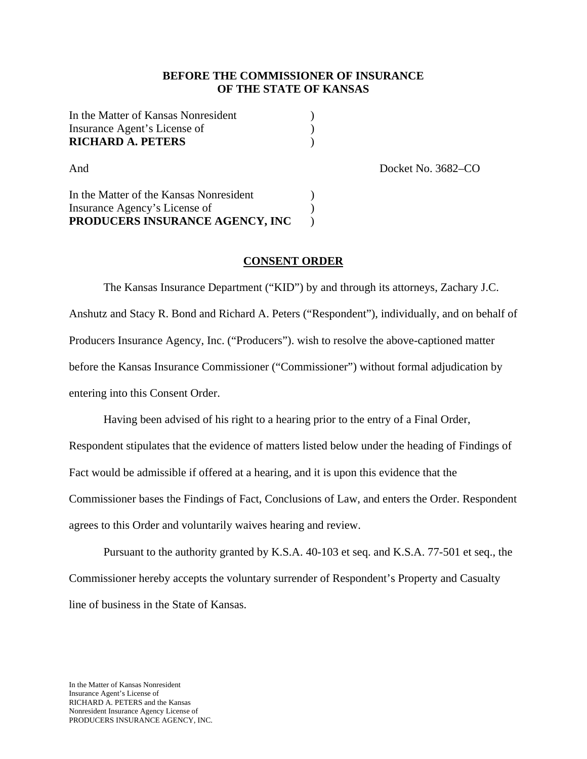**BEFORE THE COMMISSIONER OF INSURANCE**
**OF THE STATE OF KANSAS**

In the Matter of Kansas Nonresident )
Insurance Agent's License of )
**RICHARD A. PETERS** )

And Docket No. 3682–CO

In the Matter of the Kansas Nonresident )
Insurance Agency's License of )
**PRODUCERS INSURANCE AGENCY, INC** )

**CONSENT ORDER**

The Kansas Insurance Department ("KID") by and through its attorneys, Zachary J.C. Anshutz and Stacy R. Bond and Richard A. Peters ("Respondent"), individually, and on behalf of Producers Insurance Agency, Inc. ("Producers"). wish to resolve the above-captioned matter before the Kansas Insurance Commissioner ("Commissioner") without formal adjudication by entering into this Consent Order.

Having been advised of his right to a hearing prior to the entry of a Final Order, Respondent stipulates that the evidence of matters listed below under the heading of Findings of Fact would be admissible if offered at a hearing, and it is upon this evidence that the Commissioner bases the Findings of Fact, Conclusions of Law, and enters the Order. Respondent agrees to this Order and voluntarily waives hearing and review.

Pursuant to the authority granted by K.S.A. 40-103 et seq. and K.S.A. 77-501 et seq., the Commissioner hereby accepts the voluntary surrender of Respondent's Property and Casualty line of business in the State of Kansas.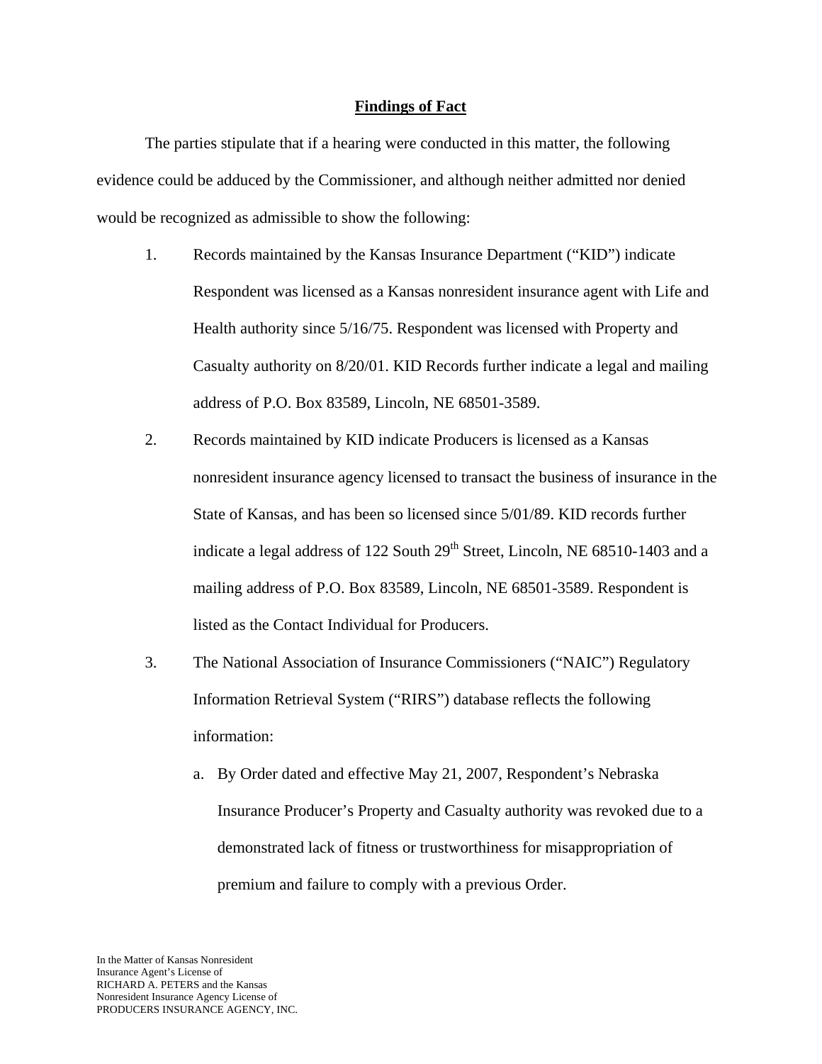## Findings of Fact

The parties stipulate that if a hearing were conducted in this matter, the following evidence could be adduced by the Commissioner, and although neither admitted nor denied would be recognized as admissible to show the following:

1. Records maintained by the Kansas Insurance Department ("KID") indicate Respondent was licensed as a Kansas nonresident insurance agent with Life and Health authority since 5/16/75. Respondent was licensed with Property and Casualty authority on 8/20/01. KID Records further indicate a legal and mailing address of P.O. Box 83589, Lincoln, NE 68501-3589.

2. Records maintained by KID indicate Producers is licensed as a Kansas nonresident insurance agency licensed to transact the business of insurance in the State of Kansas, and has been so licensed since 5/01/89. KID records further indicate a legal address of 122 South 29th Street, Lincoln, NE 68510-1403 and a mailing address of P.O. Box 83589, Lincoln, NE 68501-3589. Respondent is listed as the Contact Individual for Producers.

3. The National Association of Insurance Commissioners ("NAIC") Regulatory Information Retrieval System ("RIRS") database reflects the following information:

   a. By Order dated and effective May 21, 2007, Respondent's Nebraska Insurance Producer's Property and Casualty authority was revoked due to a demonstrated lack of fitness or trustworthiness for misappropriation of premium and failure to comply with a previous Order.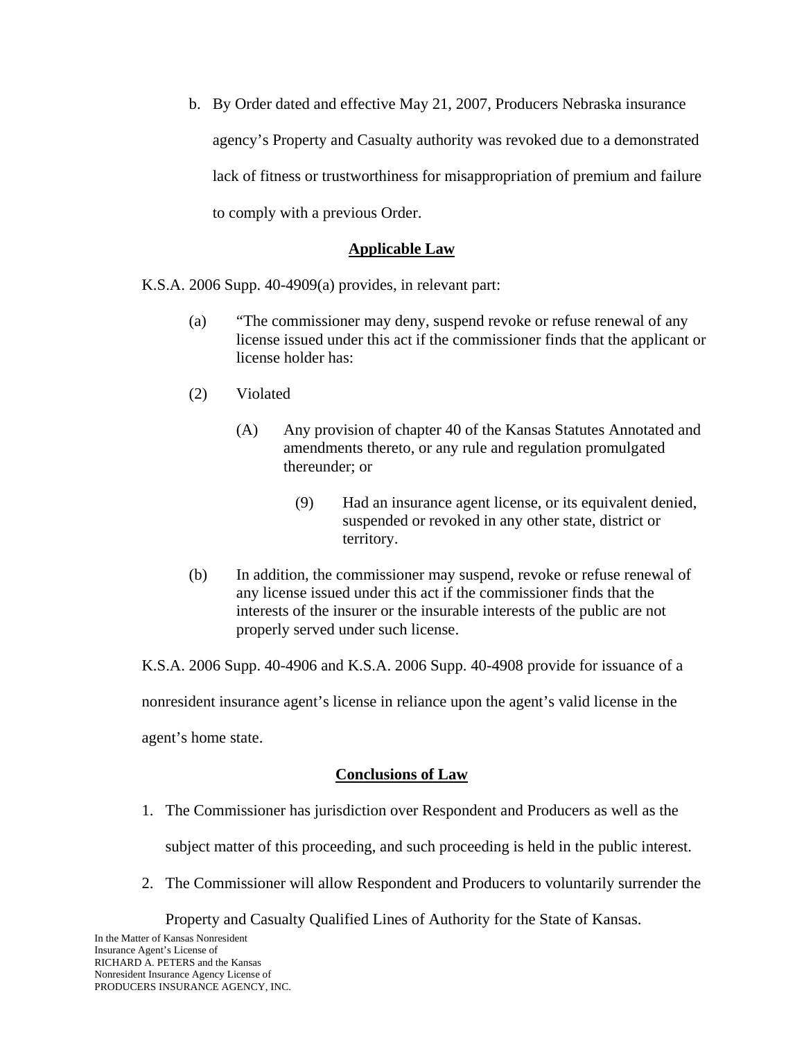b. By Order dated and effective May 21, 2007, Producers Nebraska insurance agency's Property and Casualty authority was revoked due to a demonstrated lack of fitness or trustworthiness for misappropriation of premium and failure to comply with a previous Order.

## Applicable Law

K.S.A. 2006 Supp. 40-4909(a) provides, in relevant part:

(a) "The commissioner may deny, suspend revoke or refuse renewal of any license issued under this act if the commissioner finds that the applicant or license holder has:

(2) Violated

(A) Any provision of chapter 40 of the Kansas Statutes Annotated and amendments thereto, or any rule and regulation promulgated thereunder; or

(9) Had an insurance agent license, or its equivalent denied, suspended or revoked in any other state, district or territory.

(b) In addition, the commissioner may suspend, revoke or refuse renewal of any license issued under this act if the commissioner finds that the interests of the insurer or the insurable interests of the public are not properly served under such license.

K.S.A. 2006 Supp. 40-4906 and K.S.A. 2006 Supp. 40-4908 provide for issuance of a nonresident insurance agent's license in reliance upon the agent's valid license in the agent's home state.

## Conclusions of Law

1. The Commissioner has jurisdiction over Respondent and Producers as well as the subject matter of this proceeding, and such proceeding is held in the public interest.
2. The Commissioner will allow Respondent and Producers to voluntarily surrender the Property and Casualty Qualified Lines of Authority for the State of Kansas.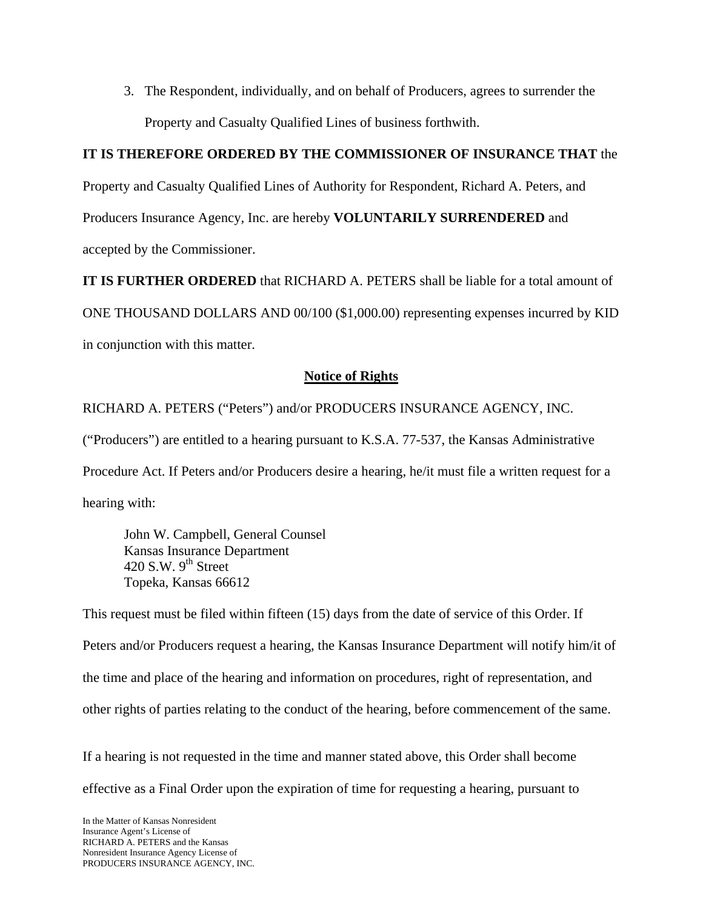3. The Respondent, individually, and on behalf of Producers, agrees to surrender the Property and Casualty Qualified Lines of business forthwith.

**IT IS THEREFORE ORDERED BY THE COMMISSIONER OF INSURANCE THAT** the Property and Casualty Qualified Lines of Authority for Respondent, Richard A. Peters, and Producers Insurance Agency, Inc. are hereby **VOLUNTARILY SURRENDERED** and accepted by the Commissioner.

**IT IS FURTHER ORDERED** that RICHARD A. PETERS shall be liable for a total amount of ONE THOUSAND DOLLARS AND 00/100 ($1,000.00) representing expenses incurred by KID in conjunction with this matter.

## Notice of Rights

RICHARD A. PETERS ("Peters") and/or PRODUCERS INSURANCE AGENCY, INC. ("Producers") are entitled to a hearing pursuant to K.S.A. 77-537, the Kansas Administrative Procedure Act. If Peters and/or Producers desire a hearing, he/it must file a written request for a hearing with:

John W. Campbell, General Counsel
Kansas Insurance Department
420 S.W. 9th Street
Topeka, Kansas 66612

This request must be filed within fifteen (15) days from the date of service of this Order. If Peters and/or Producers request a hearing, the Kansas Insurance Department will notify him/it of the time and place of the hearing and information on procedures, right of representation, and other rights of parties relating to the conduct of the hearing, before commencement of the same.

If a hearing is not requested in the time and manner stated above, this Order shall become effective as a Final Order upon the expiration of time for requesting a hearing, pursuant to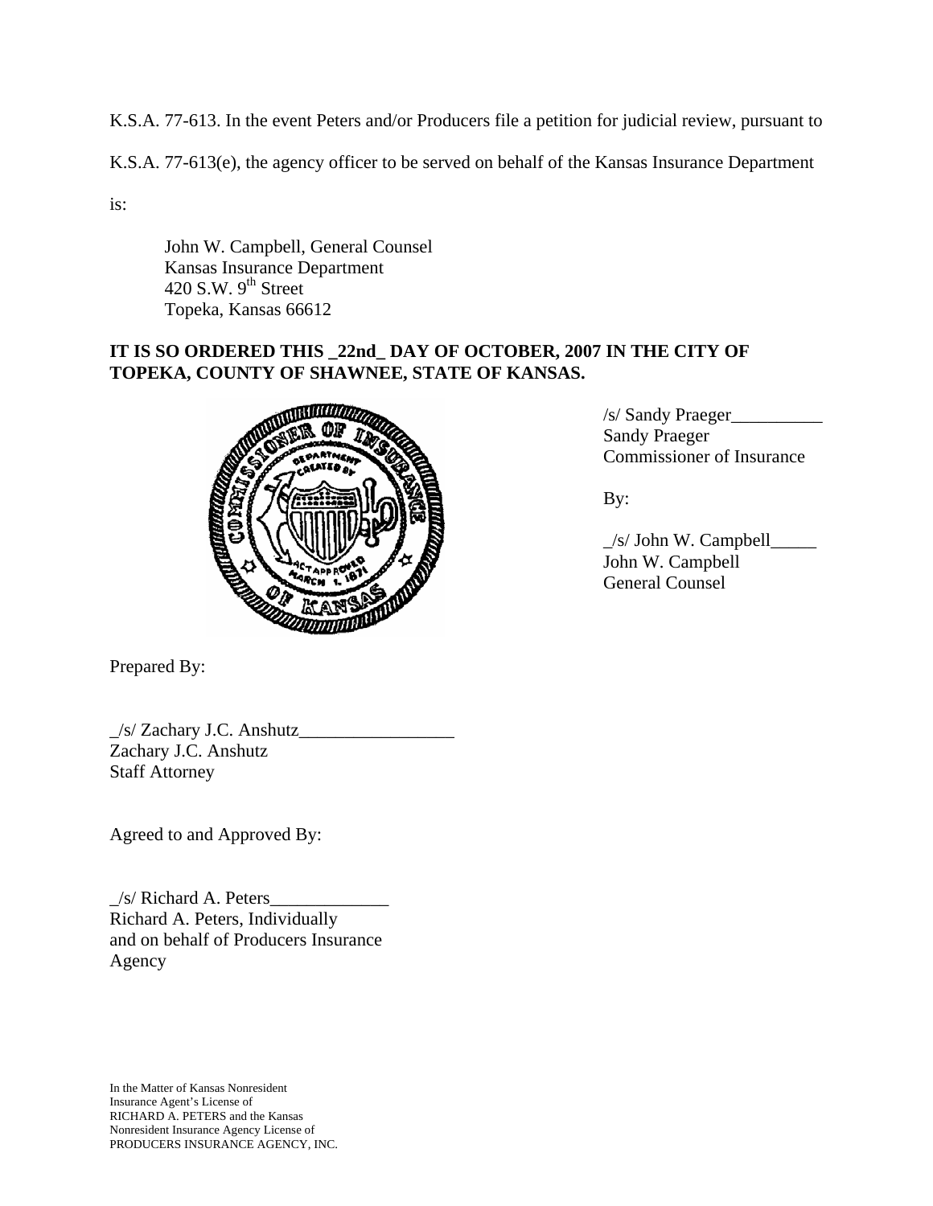K.S.A. 77-613. In the event Peters and/or Producers file a petition for judicial review, pursuant to K.S.A. 77-613(e), the agency officer to be served on behalf of the Kansas Insurance Department is:

John W. Campbell, General Counsel
Kansas Insurance Department
420 S.W. 9th Street
Topeka, Kansas 66612

**IT IS SO ORDERED THIS _22nd_ DAY OF OCTOBER, 2007 IN THE CITY OF TOPEKA, COUNTY OF SHAWNEE, STATE OF KANSAS.**

/s/ Sandy Praeger__________
Sandy Praeger
Commissioner of Insurance

By:

_/s/ John W. Campbell_____
John W. Campbell
General Counsel

Prepared By:

_/s/ Zachary J.C. Anshutz_________________
Zachary J.C. Anshutz
Staff Attorney

Agreed to and Approved By:

_/s/ Richard A. Peters_____________
Richard A. Peters, Individually
and on behalf of Producers Insurance
Agency

In the Matter of Kansas Nonresident
Insurance Agent's License of
RICHARD A. PETERS and the Kansas
Nonresident Insurance Agency License of
PRODUCERS INSURANCE AGENCY, INC.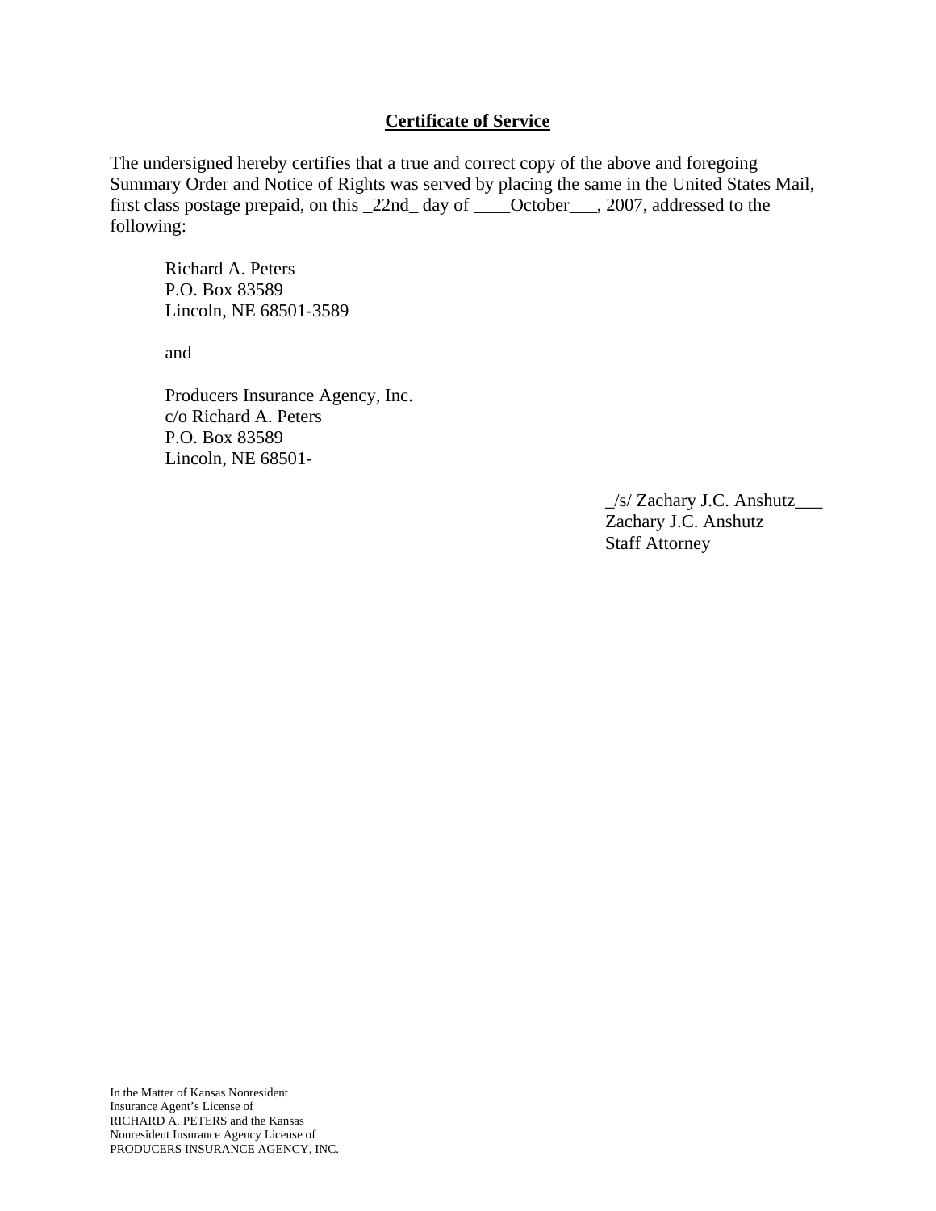**Certificate of Service**

The undersigned hereby certifies that a true and correct copy of the above and foregoing Summary Order and Notice of Rights was served by placing the same in the United States Mail, first class postage prepaid, on this _22nd_ day of ____October___, 2007, addressed to the following:

Richard A. Peters
P.O. Box 83589
Lincoln, NE 68501-3589

and

Producers Insurance Agency, Inc.
c/o Richard A. Peters
P.O. Box 83589
Lincoln, NE 68501-

_/s/ Zachary J.C. Anshutz___
Zachary J.C. Anshutz
Staff Attorney

In the Matter of Kansas Nonresident
Insurance Agent's License of
RICHARD A. PETERS and the Kansas
Nonresident Insurance Agency License of
PRODUCERS INSURANCE AGENCY, INC.